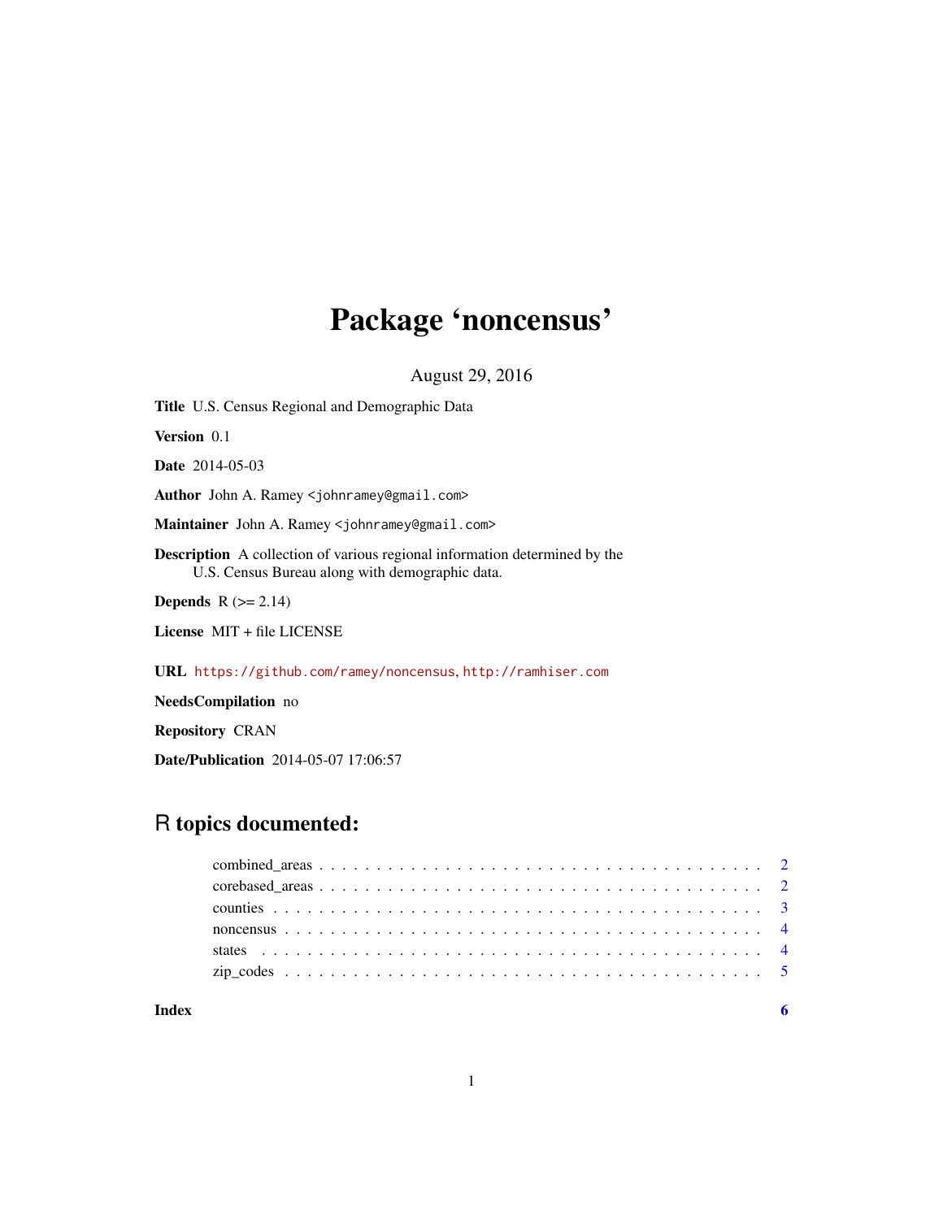# Package 'noncensus'

August 29, 2016

**Title** U.S. Census Regional and Demographic Data

**Version** 0.1

**Date** 2014-05-03

**Author** John A. Ramey <johnramey@gmail.com>

**Maintainer** John A. Ramey <johnramey@gmail.com>

**Description** A collection of various regional information determined by the U.S. Census Bureau along with demographic data.

**Depends** R (>= 2.14)

**License** MIT + file LICENSE

**URL** https://github.com/ramey/noncensus, http://ramhiser.com

**NeedsCompilation** no

**Repository** CRAN

**Date/Publication** 2014-05-07 17:06:57

## R topics documented:

- combined_areas . . . . . . . . . . . . . . . . . . . . . . . . . . . . . . . . . . . . . . 2
- corebased_areas . . . . . . . . . . . . . . . . . . . . . . . . . . . . . . . . . . . . . . 2
- counties . . . . . . . . . . . . . . . . . . . . . . . . . . . . . . . . . . . . . . . . . . 3
- noncensus . . . . . . . . . . . . . . . . . . . . . . . . . . . . . . . . . . . . . . . . . 4
- states . . . . . . . . . . . . . . . . . . . . . . . . . . . . . . . . . . . . . . . . . . . 4
- zip_codes . . . . . . . . . . . . . . . . . . . . . . . . . . . . . . . . . . . . . . . . . 5

**Index** **6**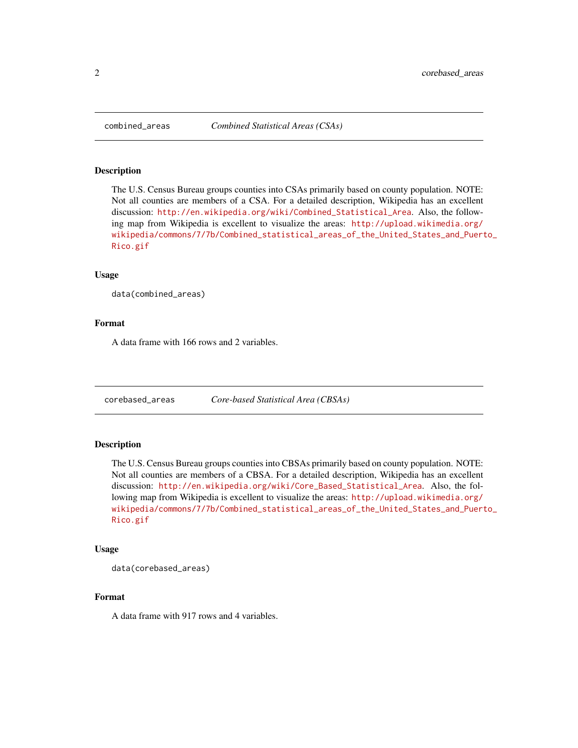## combined_areas — *Combined Statistical Areas (CSAs)*

### Description

The U.S. Census Bureau groups counties into CSAs primarily based on county population. NOTE: Not all counties are members of a CSA. For a detailed description, Wikipedia has an excellent discussion: http://en.wikipedia.org/wiki/Combined_Statistical_Area. Also, the following map from Wikipedia is excellent to visualize the areas: http://upload.wikimedia.org/wikipedia/commons/7/7b/Combined_statistical_areas_of_the_United_States_and_Puerto_Rico.gif

### Usage

```
data(combined_areas)
```

### Format

A data frame with 166 rows and 2 variables.

## corebased_areas — *Core-based Statistical Area (CBSAs)*

### Description

The U.S. Census Bureau groups counties into CBSAs primarily based on county population. NOTE: Not all counties are members of a CBSA. For a detailed description, Wikipedia has an excellent discussion: http://en.wikipedia.org/wiki/Core_Based_Statistical_Area. Also, the following map from Wikipedia is excellent to visualize the areas: http://upload.wikimedia.org/wikipedia/commons/7/7b/Combined_statistical_areas_of_the_United_States_and_Puerto_Rico.gif

### Usage

```
data(corebased_areas)
```

### Format

A data frame with 917 rows and 4 variables.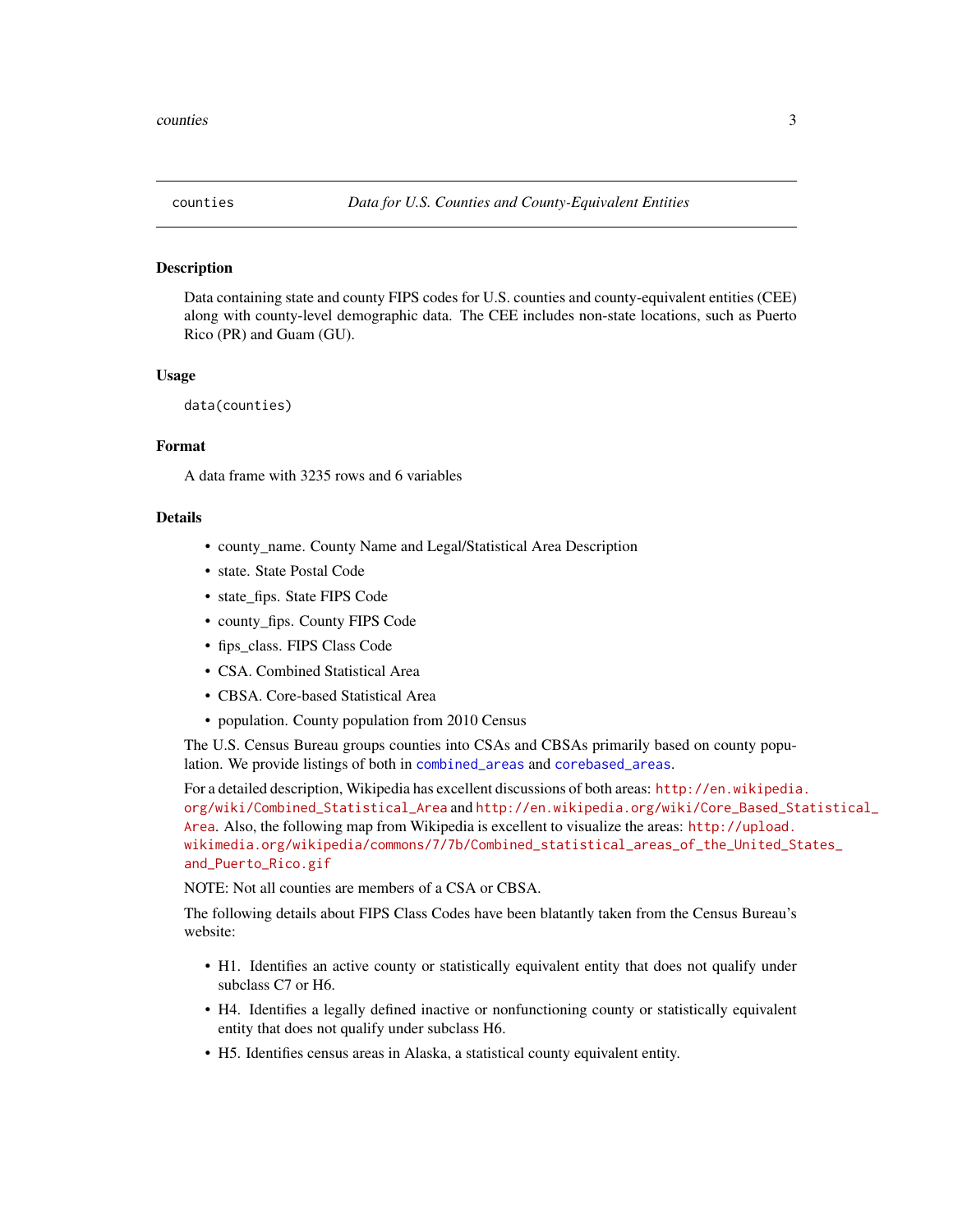## counties — *Data for U.S. Counties and County-Equivalent Entities*

### Description

Data containing state and county FIPS codes for U.S. counties and county-equivalent entities (CEE) along with county-level demographic data. The CEE includes non-state locations, such as Puerto Rico (PR) and Guam (GU).

### Usage

```
data(counties)
```

### Format

A data frame with 3235 rows and 6 variables

### Details

- county_name. County Name and Legal/Statistical Area Description
- state. State Postal Code
- state_fips. State FIPS Code
- county_fips. County FIPS Code
- fips_class. FIPS Class Code
- CSA. Combined Statistical Area
- CBSA. Core-based Statistical Area
- population. County population from 2010 Census

The U.S. Census Bureau groups counties into CSAs and CBSAs primarily based on county population. We provide listings of both in `combined_areas` and `corebased_areas`.

For a detailed description, Wikipedia has excellent discussions of both areas: http://en.wikipedia.org/wiki/Combined_Statistical_Area and http://en.wikipedia.org/wiki/Core_Based_Statistical_Area. Also, the following map from Wikipedia is excellent to visualize the areas: http://upload.wikimedia.org/wikipedia/commons/7/7b/Combined_statistical_areas_of_the_United_States_and_Puerto_Rico.gif

NOTE: Not all counties are members of a CSA or CBSA.

The following details about FIPS Class Codes have been blatantly taken from the Census Bureau's website:

- H1. Identifies an active county or statistically equivalent entity that does not qualify under subclass C7 or H6.
- H4. Identifies a legally defined inactive or nonfunctioning county or statistically equivalent entity that does not qualify under subclass H6.
- H5. Identifies census areas in Alaska, a statistical county equivalent entity.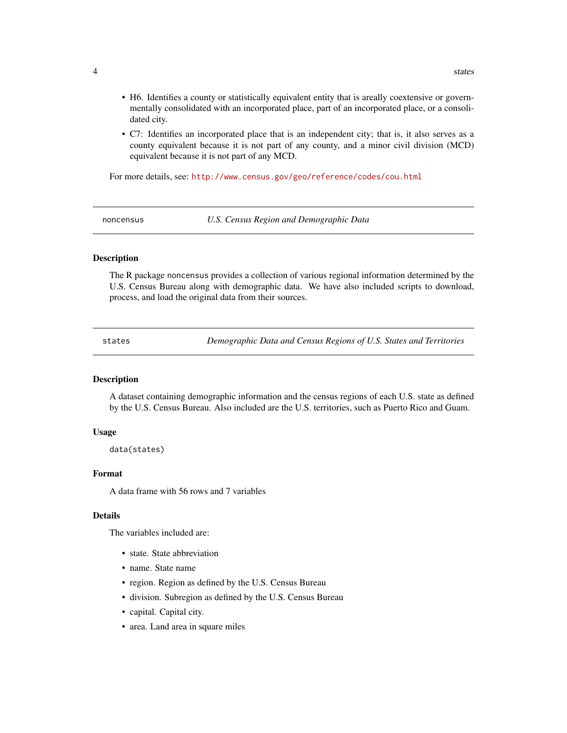- H6. Identifies a county or statistically equivalent entity that is areally coextensive or governmentally consolidated with an incorporated place, part of an incorporated place, or a consolidated city.
- C7: Identifies an incorporated place that is an independent city; that is, it also serves as a county equivalent because it is not part of any county, and a minor civil division (MCD) equivalent because it is not part of any MCD.

For more details, see: http://www.census.gov/geo/reference/codes/cou.html

---

## noncensus — *U.S. Census Region and Demographic Data*

### Description

The R package noncensus provides a collection of various regional information determined by the U.S. Census Bureau along with demographic data. We have also included scripts to download, process, and load the original data from their sources.

---

## states — *Demographic Data and Census Regions of U.S. States and Territories*

### Description

A dataset containing demographic information and the census regions of each U.S. state as defined by the U.S. Census Bureau. Also included are the U.S. territories, such as Puerto Rico and Guam.

### Usage

```
data(states)
```

### Format

A data frame with 56 rows and 7 variables

### Details

The variables included are:

- state. State abbreviation
- name. State name
- region. Region as defined by the U.S. Census Bureau
- division. Subregion as defined by the U.S. Census Bureau
- capital. Capital city.
- area. Land area in square miles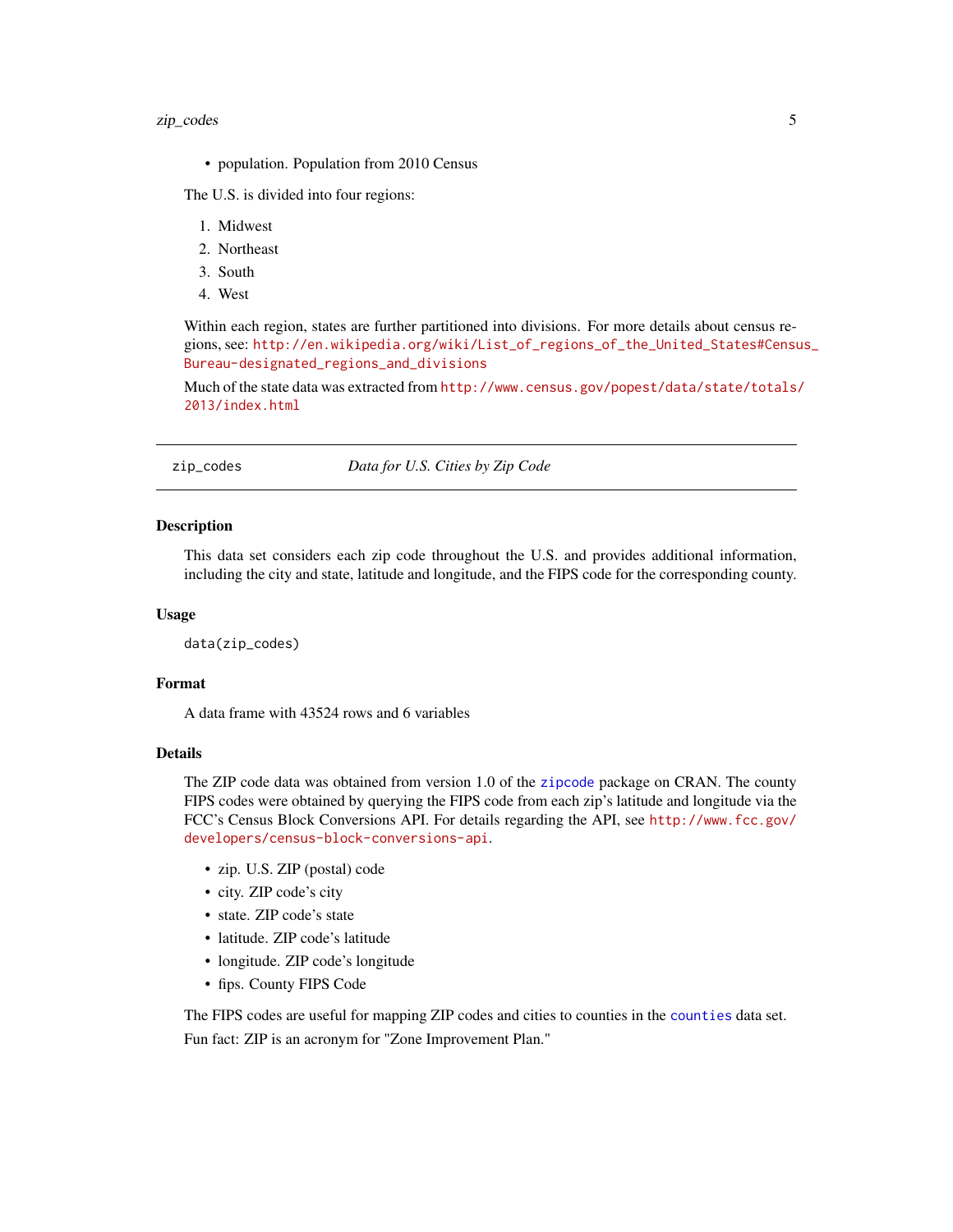- population. Population from 2010 Census

The U.S. is divided into four regions:

1. Midwest
2. Northeast
3. South
4. West

Within each region, states are further partitioned into divisions. For more details about census regions, see: http://en.wikipedia.org/wiki/List_of_regions_of_the_United_States#Census_Bureau-designated_regions_and_divisions

Much of the state data was extracted from http://www.census.gov/popest/data/state/totals/2013/index.html

---

`zip_codes` *Data for U.S. Cities by Zip Code*

---

### Description

This data set considers each zip code throughout the U.S. and provides additional information, including the city and state, latitude and longitude, and the FIPS code for the corresponding county.

### Usage

```
data(zip_codes)
```

### Format

A data frame with 43524 rows and 6 variables

### Details

The ZIP code data was obtained from version 1.0 of the `zipcode` package on CRAN. The county FIPS codes were obtained by querying the FIPS code from each zip's latitude and longitude via the FCC's Census Block Conversions API. For details regarding the API, see http://www.fcc.gov/developers/census-block-conversions-api.

- zip. U.S. ZIP (postal) code
- city. ZIP code's city
- state. ZIP code's state
- latitude. ZIP code's latitude
- longitude. ZIP code's longitude
- fips. County FIPS Code

The FIPS codes are useful for mapping ZIP codes and cities to counties in the `counties` data set.

Fun fact: ZIP is an acronym for "Zone Improvement Plan."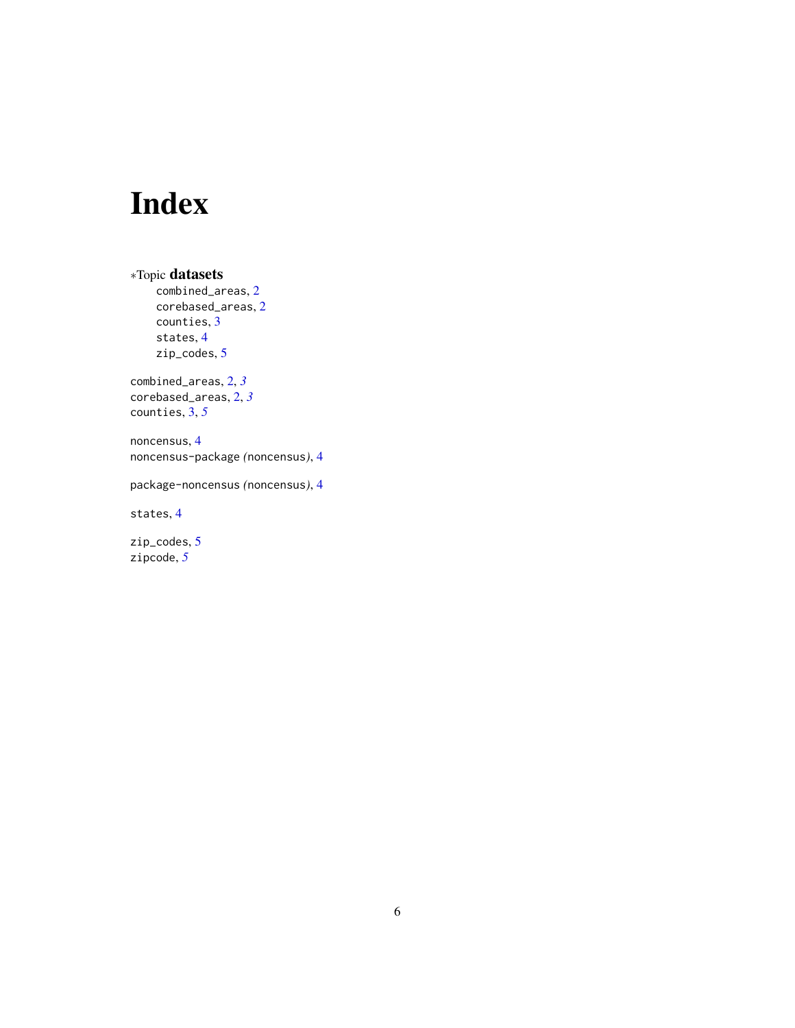# Index

*Topic **datasets**
    combined_areas, 2
    corebased_areas, 2
    counties, 3
    states, 4
    zip_codes, 5

combined_areas, 2, *3*
corebased_areas, 2, *3*
counties, 3, *5*

noncensus, 4
noncensus-package *(*noncensus*)*, 4

package-noncensus *(*noncensus*)*, 4

states, 4

zip_codes, 5
zipcode, *5*